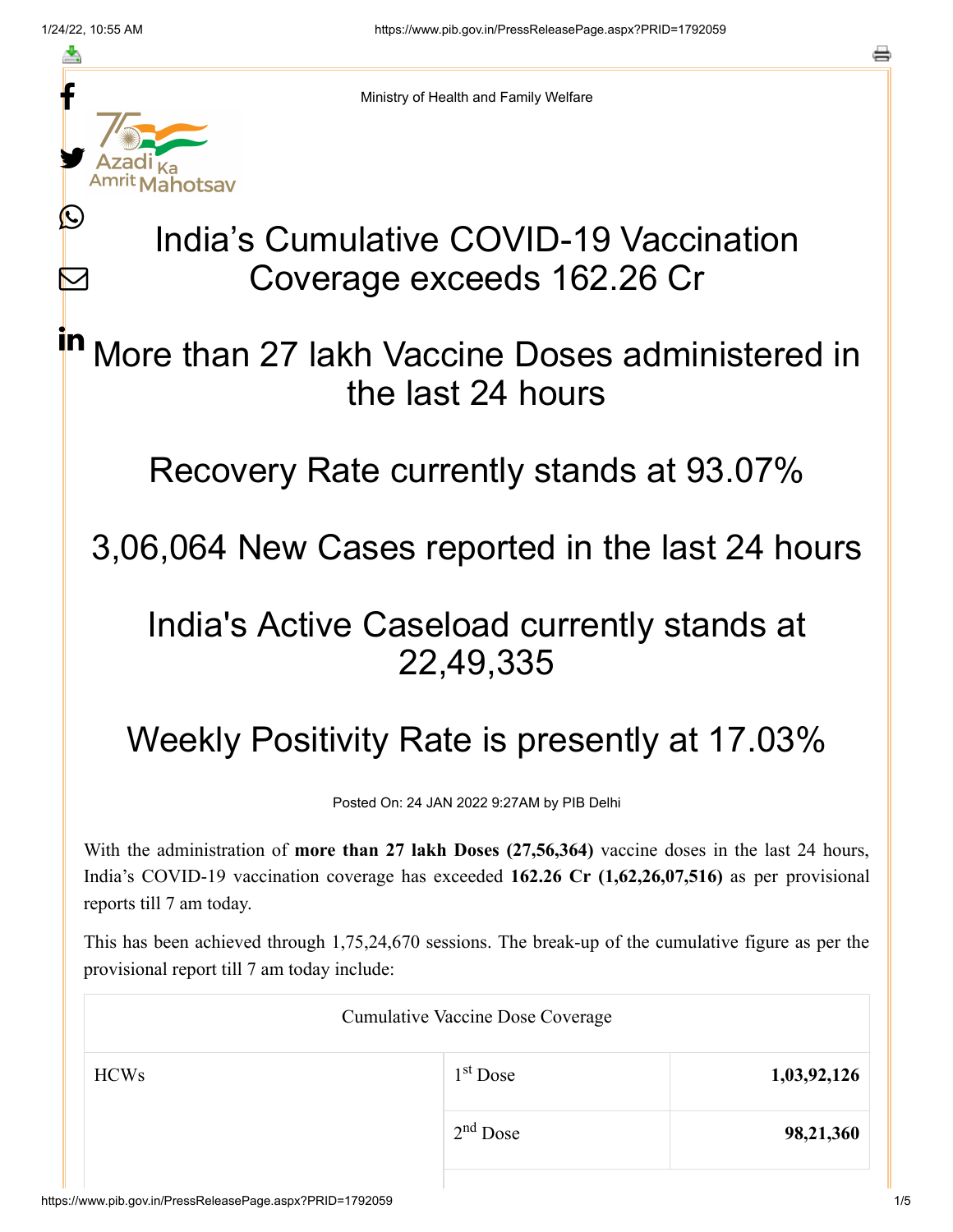Ministry of Health and Family Welfare

# India's Cumulative COVID-19 Vaccination Coverage exceeds 162.26 Cr

## More than 27 lakh Vaccine Doses administered in the last 24 hours

## Recovery Rate currently stands at 93.07%

## 3,06,064 New Cases reported in the last 24 hours

## India's Active Caseload currently stands at 22,49,335

## Weekly Positivity Rate is presently at 17.03%

Posted On: 24 JAN 2022 9:27AM by PIB Delhi

With the administration of **more than 27 lakh Doses (27,56,364)** vaccine doses in the last 24 hours, India's COVID-19 vaccination coverage has exceeded **162.26 Cr (1,62,26,07,516)** as per provisional reports till 7 am today.

This has been achieved through 1,75,24,670 sessions. The break-up of the cumulative figure as per the provisional report till 7 am today include:

| Cumulative Vaccine Dose Coverage | | |
|---|---|---|
| HCWs | 1st Dose | **1,03,92,126** |
| | 2nd Dose | **98,21,360** |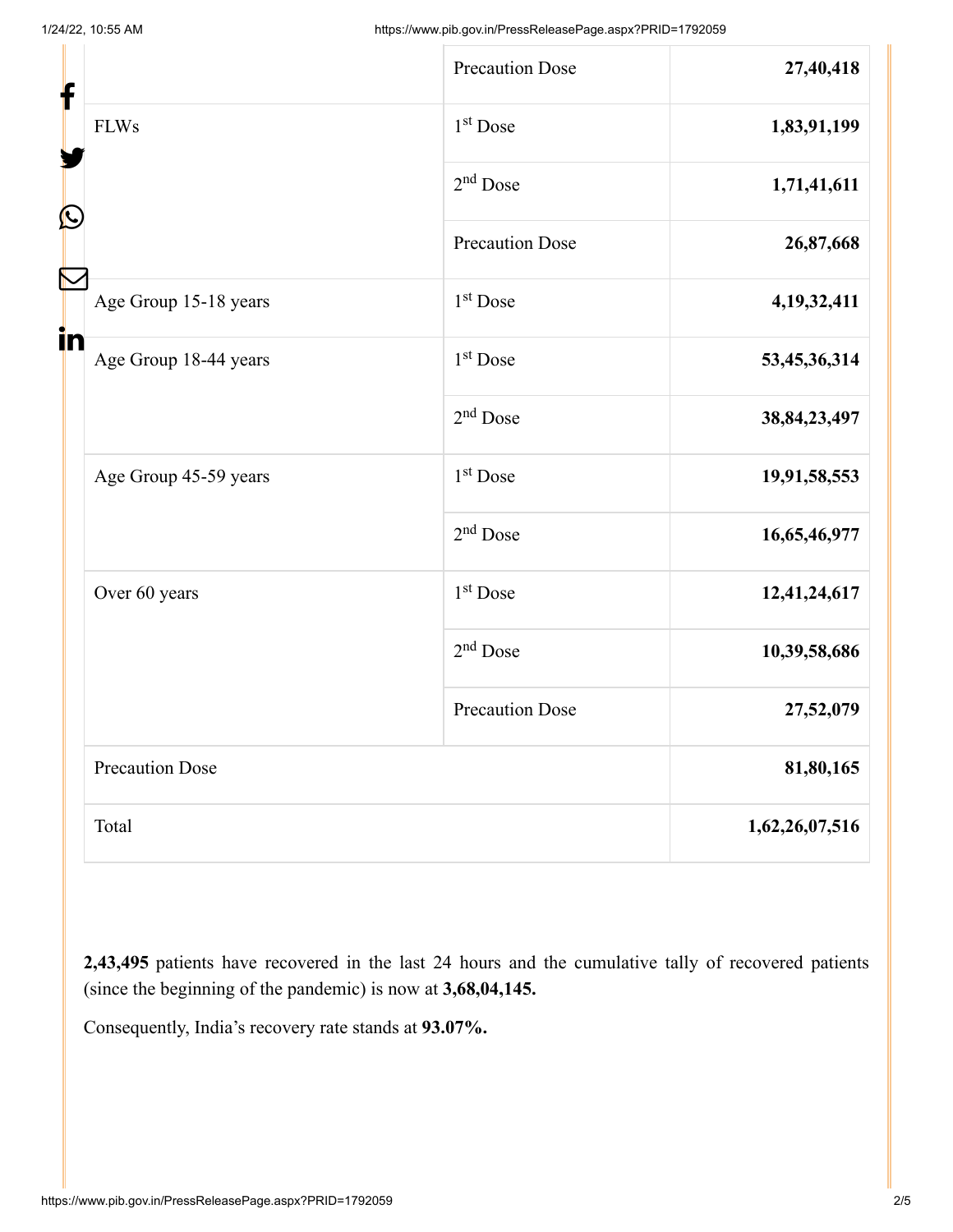| | | |
|---|---|---|
| | Precaution Dose | **27,40,418** |
| FLWs | 1st Dose | **1,83,91,199** |
| | 2nd Dose | **1,71,41,611** |
| | Precaution Dose | **26,87,668** |
| Age Group 15-18 years | 1st Dose | **4,19,32,411** |
| Age Group 18-44 years | 1st Dose | **53,45,36,314** |
| | 2nd Dose | **38,84,23,497** |
| Age Group 45-59 years | 1st Dose | **19,91,58,553** |
| | 2nd Dose | **16,65,46,977** |
| Over 60 years | 1st Dose | **12,41,24,617** |
| | 2nd Dose | **10,39,58,686** |
| | Precaution Dose | **27,52,079** |
| Precaution Dose | | **81,80,165** |
| Total | | **1,62,26,07,516** |

**2,43,495** patients have recovered in the last 24 hours and the cumulative tally of recovered patients (since the beginning of the pandemic) is now at **3,68,04,145.**

Consequently, India's recovery rate stands at **93.07%.**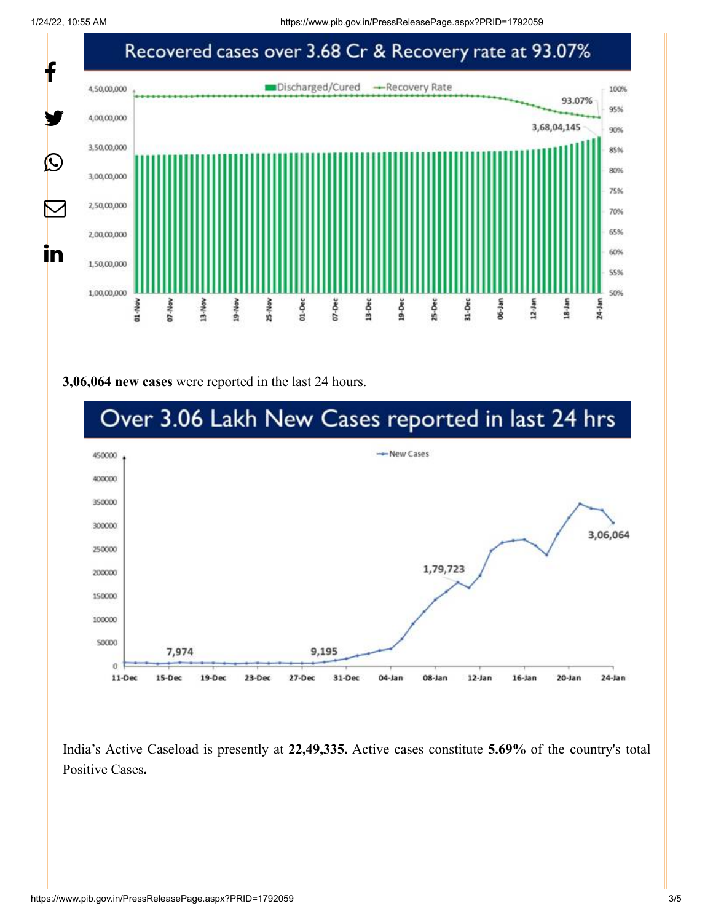Recovered cases over 3.68 Cr & Recovery rate at 93.07%

Discharged/Cured
Recovery Rate

4,50,00,000
4,00,00,000
3,50,00,000
3,00,00,000
2,50,00,000
2,00,00,000
1,50,00,000
1,00,00,000

100%
95%
90%
85%
80%
75%
70%
65%
60%
55%
50%

93.07%
3,68,04,145

01-Nov 07-Nov 13-Nov 19-Nov 25-Nov 01-Dec 07-Dec 13-Dec 19-Dec 25-Dec 31-Dec 06-Jan 12-Jan 18-Jan 24-Jan

**3,06,064 new cases** were reported in the last 24 hours.

Over 3.06 Lakh New Cases reported in last 24 hrs

New Cases

450000
400000
350000
300000
250000
200000
150000
100000
50000
0

7,974
9,195
1,79,723
3,06,064

11-Dec 15-Dec 19-Dec 23-Dec 27-Dec 31-Dec 04-Jan 08-Jan 12-Jan 16-Jan 20-Jan 24-Jan

India's Active Caseload is presently at **22,49,335.** Active cases constitute **5.69%** of the country's total Positive Cases**.**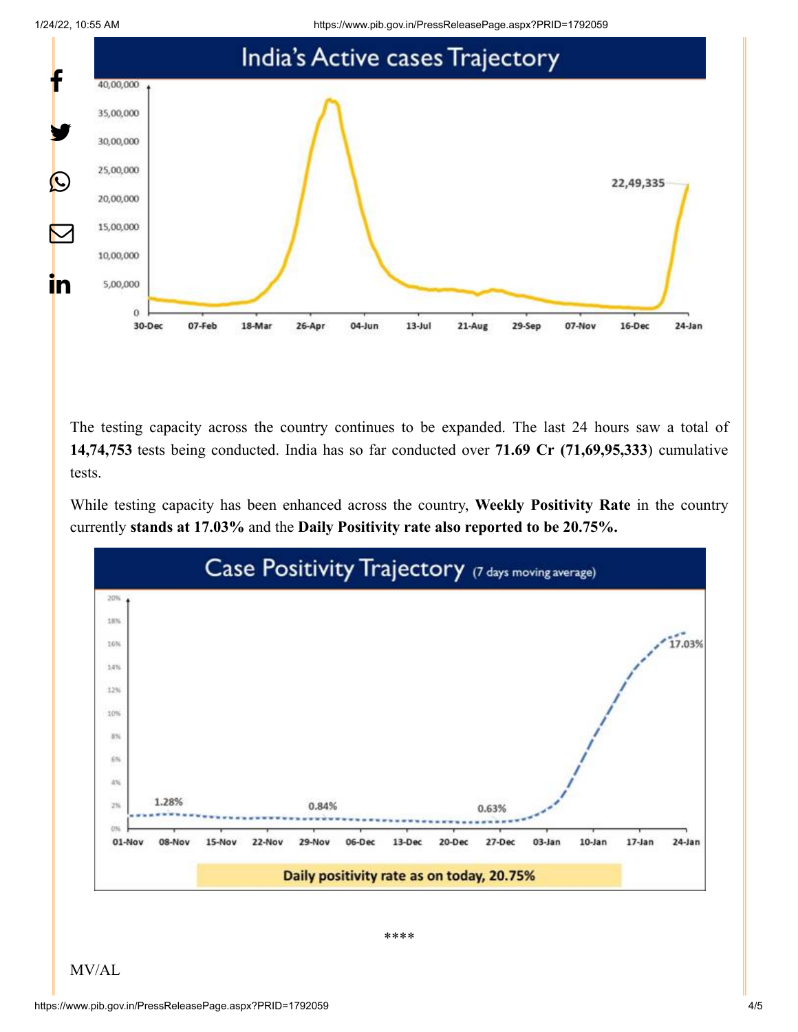India's Active cases Trajectory

40,00,000
35,00,000
30,00,000
25,00,000
20,00,000
15,00,000
10,00,000
5,00,000
0

22,49,335

30-Dec 07-Feb 18-Mar 26-Apr 04-Jun 13-Jul 21-Aug 29-Sep 07-Nov 16-Dec 24-Jan

The testing capacity across the country continues to be expanded. The last 24 hours saw a total of **14,74,753** tests being conducted. India has so far conducted over **71.69 Cr (71,69,95,333)** cumulative tests.

While testing capacity has been enhanced across the country, **Weekly Positivity Rate** in the country currently **stands at 17.03%** and the **Daily Positivity rate also reported to be 20.75%.**

Case Positivity Trajectory (7 days moving average)

20%
18%
16%
14%
12%
10%
8%
6%
4%
2%
0%

1.28%
0.84%
0.63%
17.03%

01-Nov 08-Nov 15-Nov 22-Nov 29-Nov 06-Dec 13-Dec 20-Dec 27-Dec 03-Jan 10-Jan 17-Jan 24-Jan

Daily positivity rate as on today, 20.75%

****

MV/AL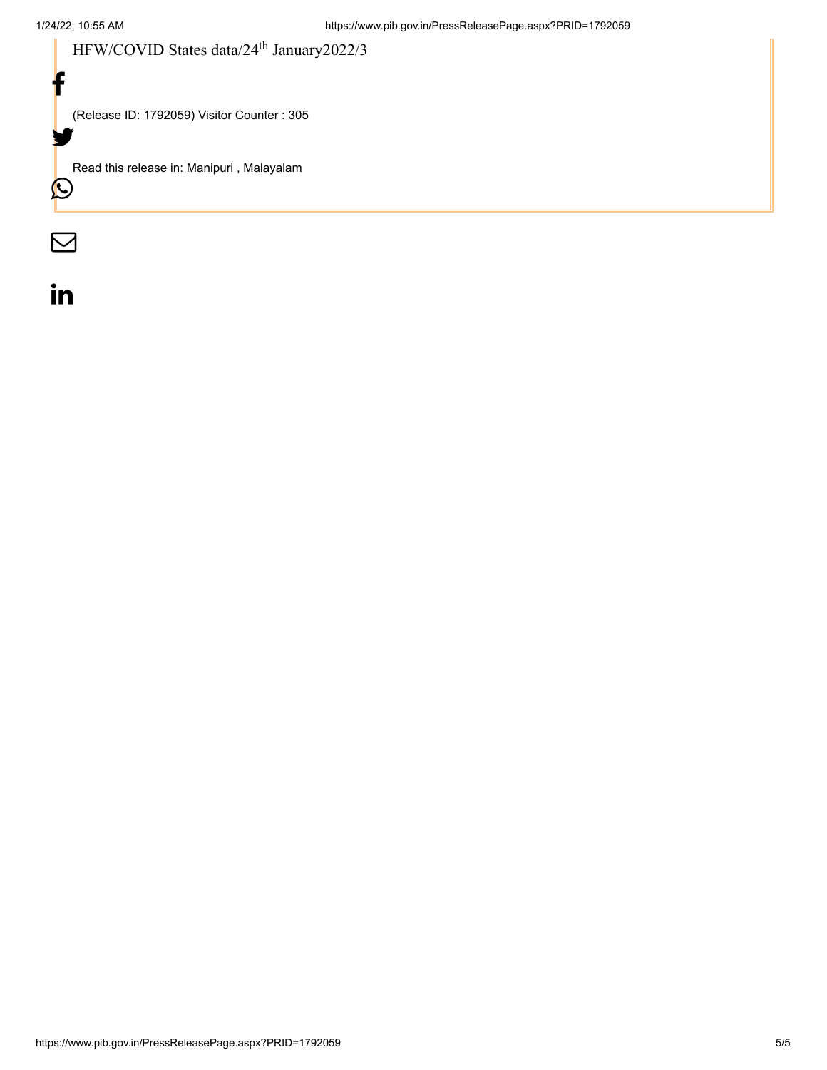HFW/COVID States data/24th January2022/3

(Release ID: 1792059) Visitor Counter : 305

Read this release in: Manipuri , Malayalam